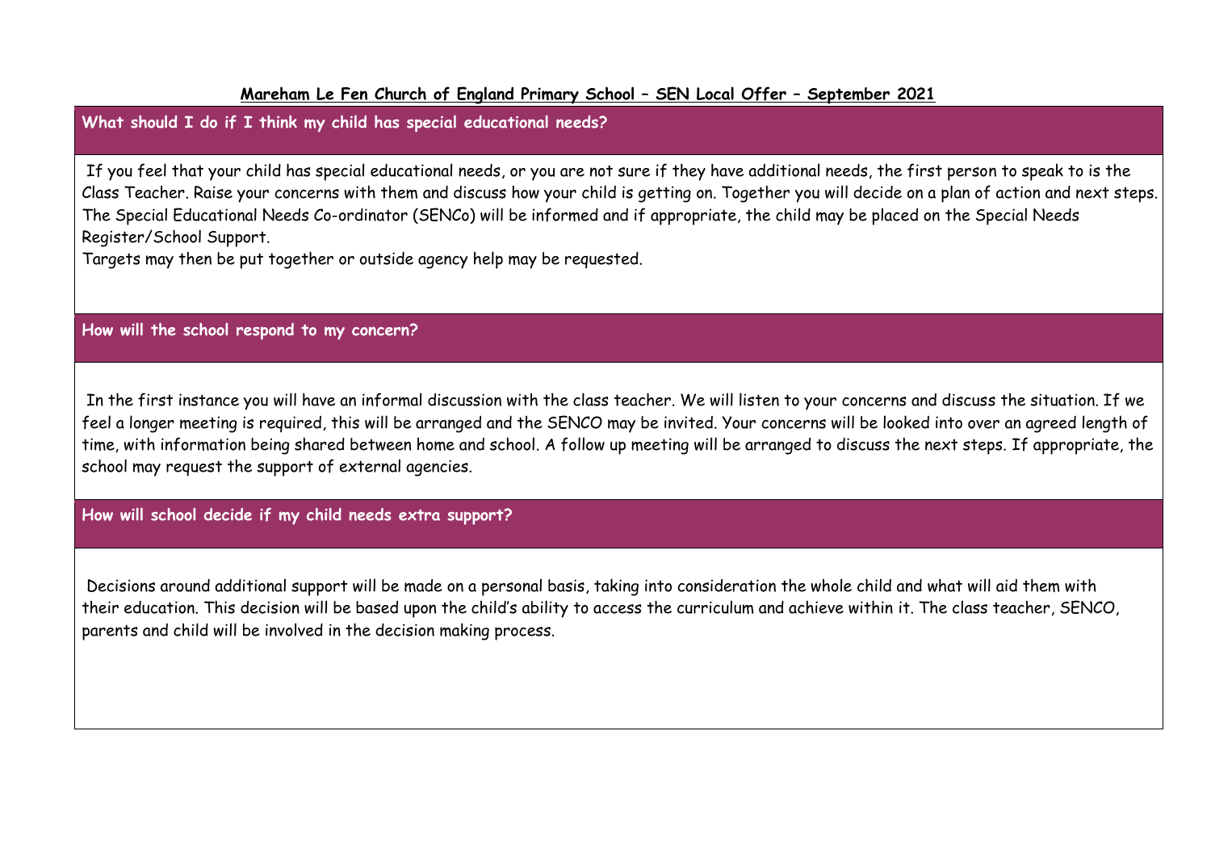# Mareham Le Fen Church of England Primary School – SEN Local Offer – September 2021

## What should I do if I think my child has special educational needs?

If you feel that your child has special educational needs, or you are not sure if they have additional needs, the first person to speak to is the Class Teacher. Raise your concerns with them and discuss how your child is getting on. Together you will decide on a plan of action and next steps. The Special Educational Needs Co-ordinator (SENCo) will be informed and if appropriate, the child may be placed on the Special Needs Register/School Support.

Targets may then be put together or outside agency help may be requested.

## How will the school respond to my concern?

In the first instance you will have an informal discussion with the class teacher. We will listen to your concerns and discuss the situation. If we feel a longer meeting is required, this will be arranged and the SENCO may be invited. Your concerns will be looked into over an agreed length of time, with information being shared between home and school. A follow up meeting will be arranged to discuss the next steps. If appropriate, the school may request the support of external agencies.

## How will school decide if my child needs extra support?

Decisions around additional support will be made on a personal basis, taking into consideration the whole child and what will aid them with their education. This decision will be based upon the child's ability to access the curriculum and achieve within it. The class teacher, SENCO, parents and child will be involved in the decision making process.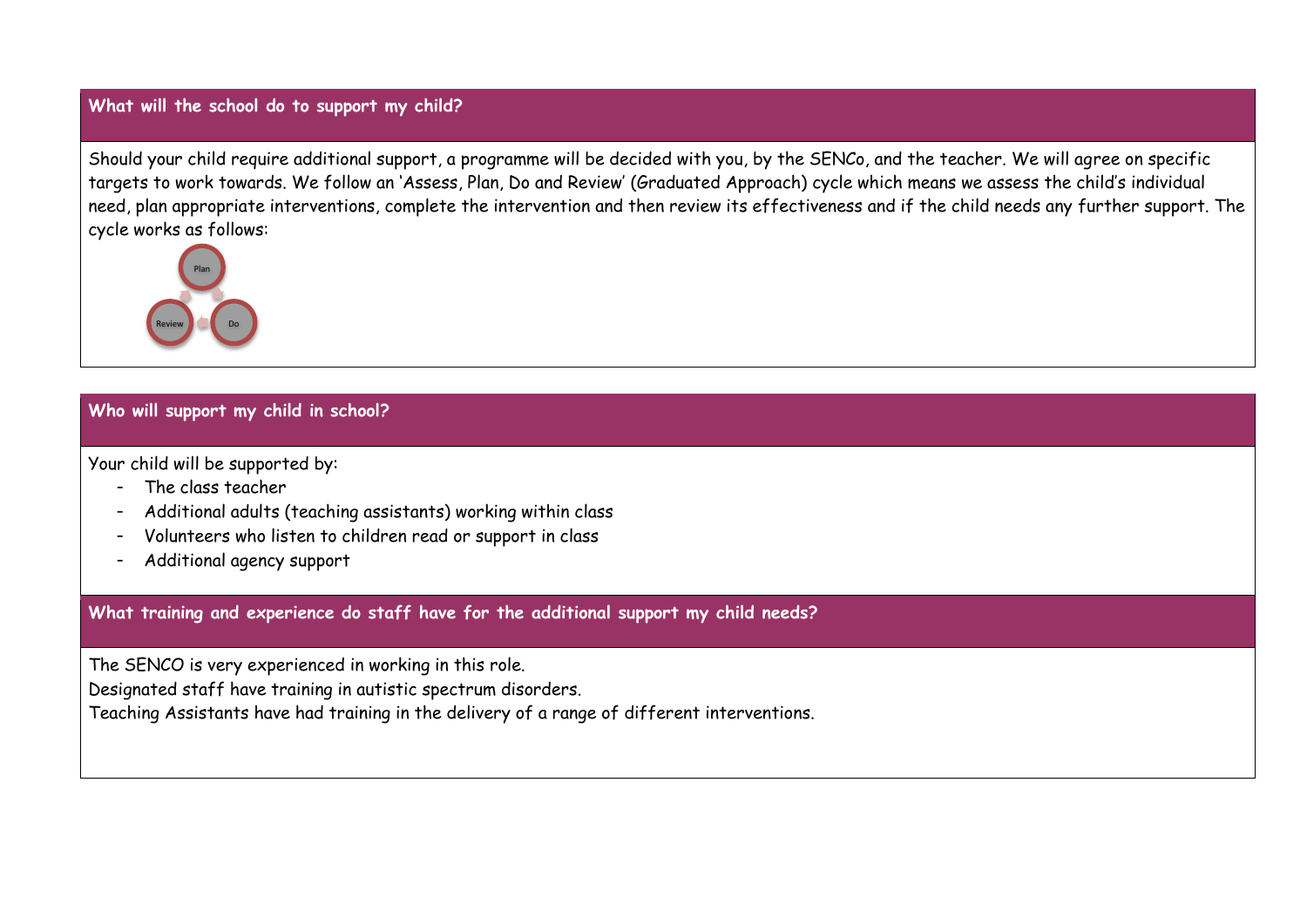## What will the school do to support my child?

Should your child require additional support, a programme will be decided with you, by the SENCo, and the teacher. We will agree on specific targets to work towards. We follow an 'Assess, Plan, Do and Review' (Graduated Approach) cycle which means we assess the child's individual need, plan appropriate interventions, complete the intervention and then review its effectiveness and if the child needs any further support. The cycle works as follows:

Plan

Review Do

## Who will support my child in school?

Your child will be supported by:

- The class teacher
- Additional adults (teaching assistants) working within class
- Volunteers who listen to children read or support in class
- Additional agency support

## What training and experience do staff have for the additional support my child needs?

The SENCO is very experienced in working in this role.
Designated staff have training in autistic spectrum disorders.
Teaching Assistants have had training in the delivery of a range of different interventions.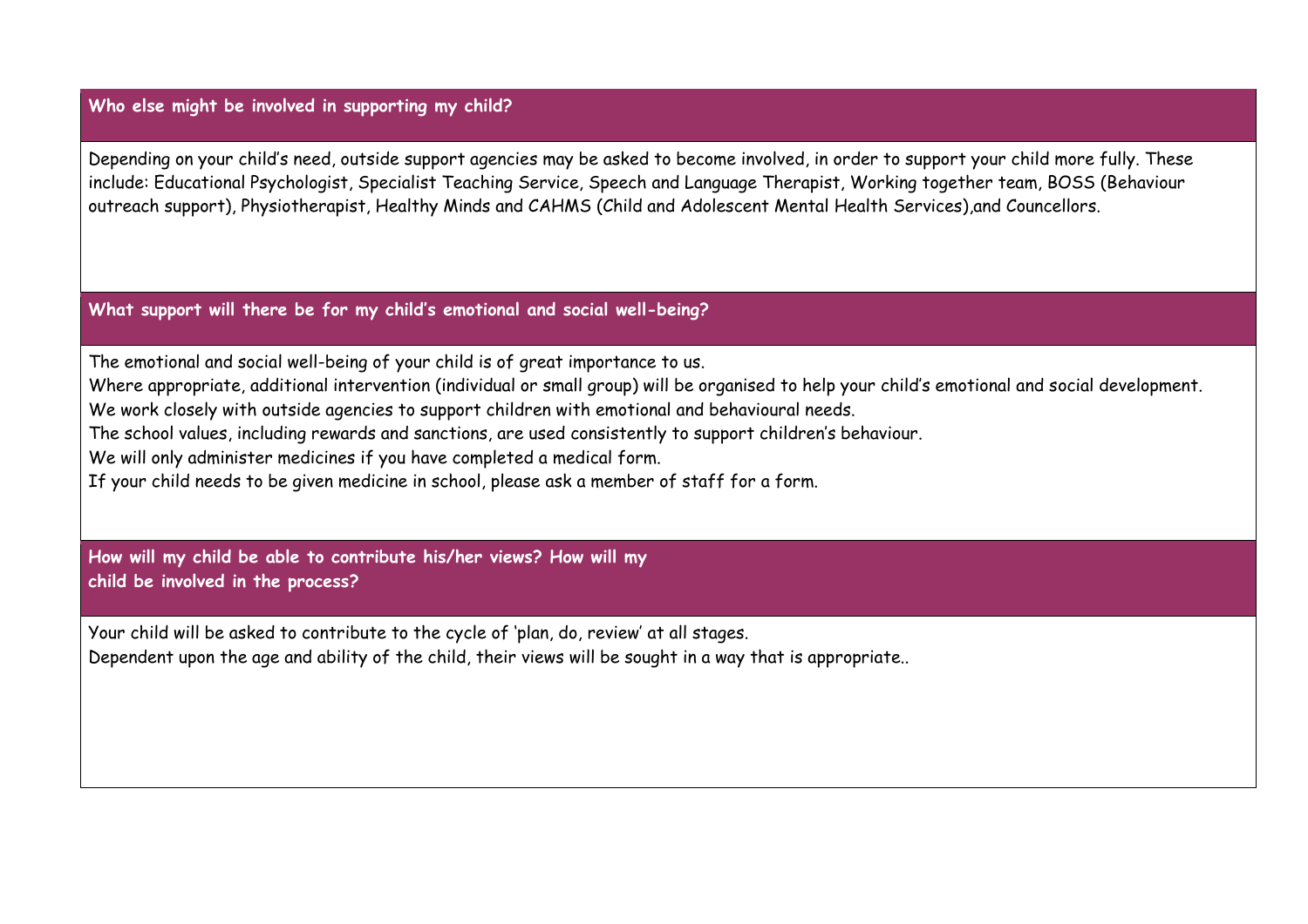## Who else might be involved in supporting my child?

Depending on your child's need, outside support agencies may be asked to become involved, in order to support your child more fully. These include: Educational Psychologist, Specialist Teaching Service, Speech and Language Therapist, Working together team, BOSS (Behaviour outreach support), Physiotherapist, Healthy Minds and CAHMS (Child and Adolescent Mental Health Services),and Councellors.

## What support will there be for my child's emotional and social well-being?

The emotional and social well-being of your child is of great importance to us.

Where appropriate, additional intervention (individual or small group) will be organised to help your child's emotional and social development.

We work closely with outside agencies to support children with emotional and behavioural needs.

The school values, including rewards and sanctions, are used consistently to support children's behaviour.

We will only administer medicines if you have completed a medical form.

If your child needs to be given medicine in school, please ask a member of staff for a form.

## How will my child be able to contribute his/her views? How will my child be involved in the process?

Your child will be asked to contribute to the cycle of 'plan, do, review' at all stages.

Dependent upon the age and ability of the child, their views will be sought in a way that is appropriate..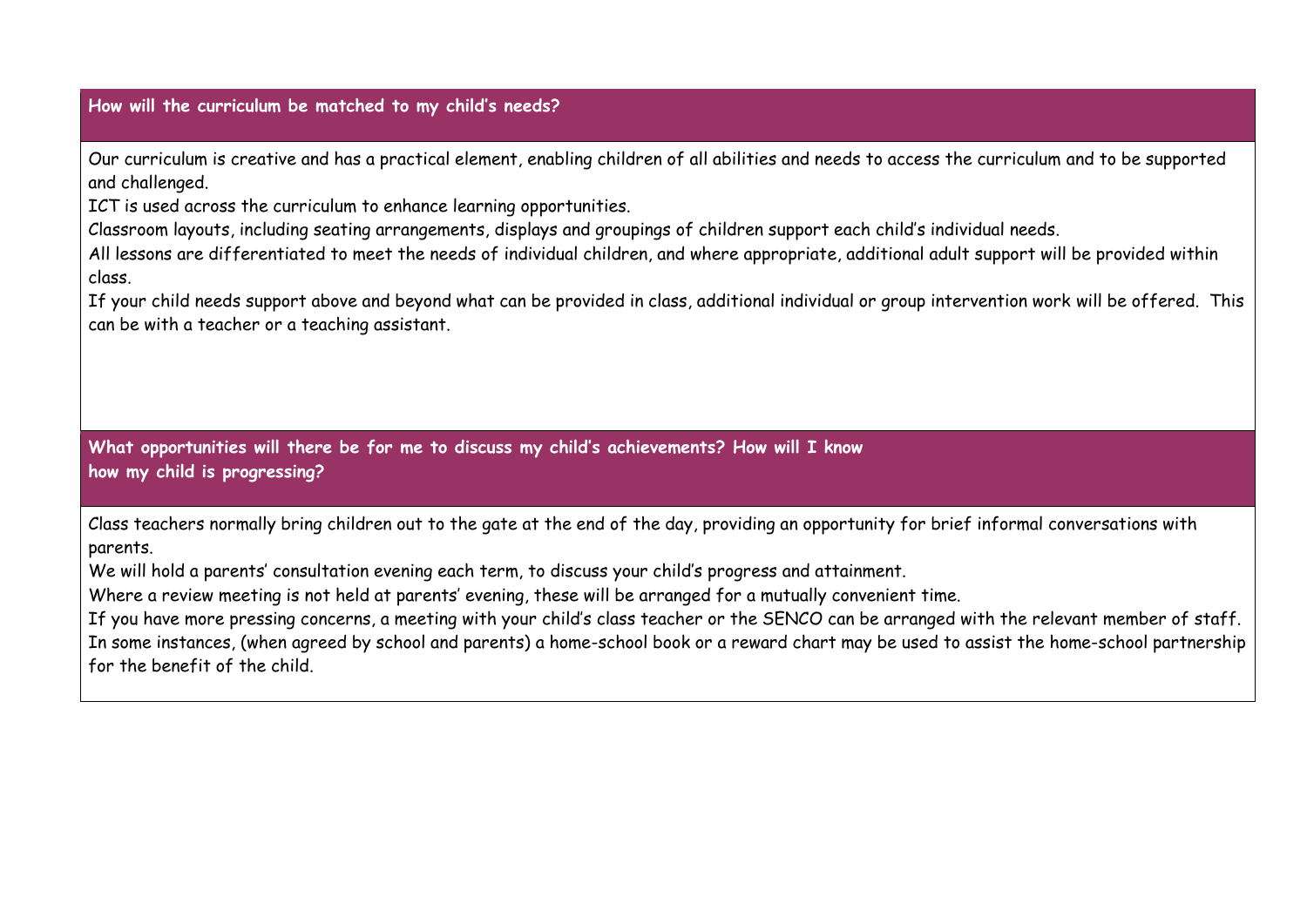## How will the curriculum be matched to my child's needs?

Our curriculum is creative and has a practical element, enabling children of all abilities and needs to access the curriculum and to be supported and challenged.

ICT is used across the curriculum to enhance learning opportunities.

Classroom layouts, including seating arrangements, displays and groupings of children support each child's individual needs.

All lessons are differentiated to meet the needs of individual children, and where appropriate, additional adult support will be provided within class.

If your child needs support above and beyond what can be provided in class, additional individual or group intervention work will be offered. This can be with a teacher or a teaching assistant.

## What opportunities will there be for me to discuss my child's achievements? How will I know how my child is progressing?

Class teachers normally bring children out to the gate at the end of the day, providing an opportunity for brief informal conversations with parents.

We will hold a parents' consultation evening each term, to discuss your child's progress and attainment.

Where a review meeting is not held at parents' evening, these will be arranged for a mutually convenient time.

If you have more pressing concerns, a meeting with your child's class teacher or the SENCO can be arranged with the relevant member of staff.

In some instances, (when agreed by school and parents) a home-school book or a reward chart may be used to assist the home-school partnership for the benefit of the child.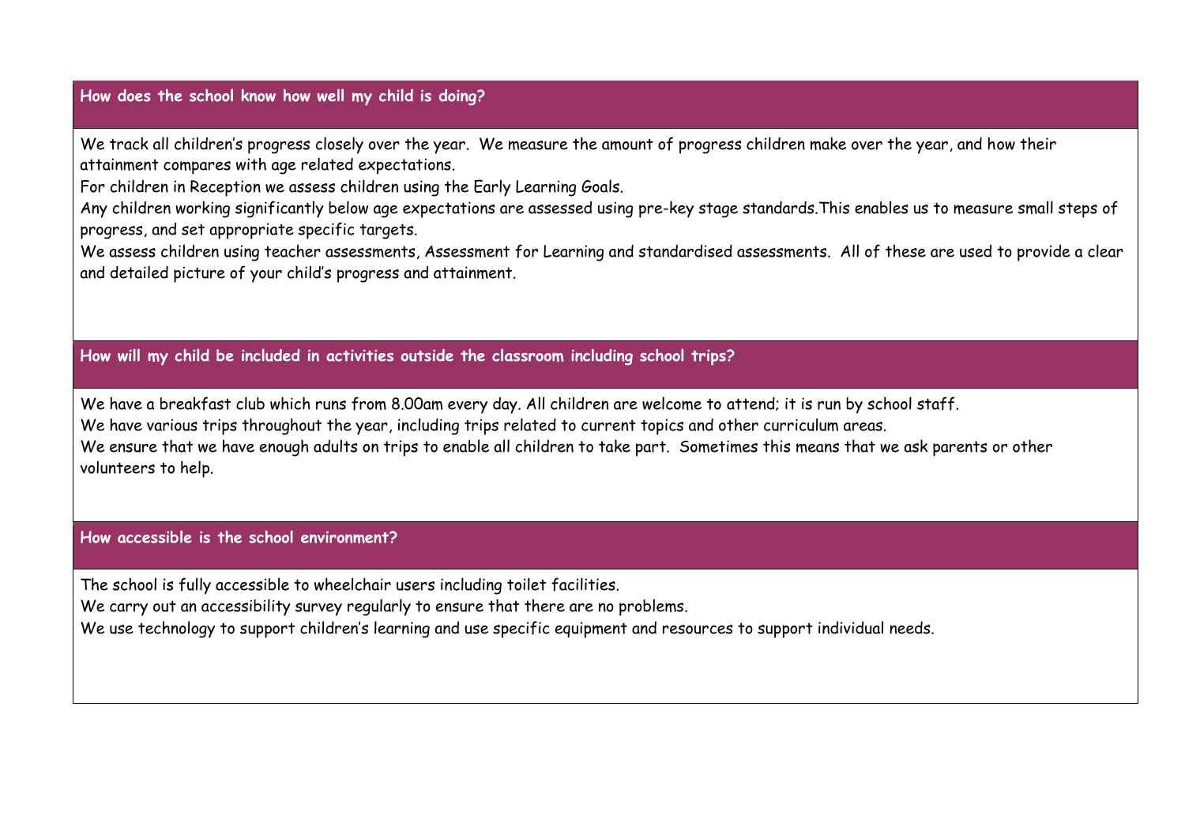## How does the school know how well my child is doing?

We track all children's progress closely over the year. We measure the amount of progress children make over the year, and how their attainment compares with age related expectations.

For children in Reception we assess children using the Early Learning Goals.

Any children working significantly below age expectations are assessed using pre-key stage standards.This enables us to measure small steps of progress, and set appropriate specific targets.

We assess children using teacher assessments, Assessment for Learning and standardised assessments. All of these are used to provide a clear and detailed picture of your child's progress and attainment.

## How will my child be included in activities outside the classroom including school trips?

We have a breakfast club which runs from 8.00am every day. All children are welcome to attend; it is run by school staff.

We have various trips throughout the year, including trips related to current topics and other curriculum areas.

We ensure that we have enough adults on trips to enable all children to take part. Sometimes this means that we ask parents or other volunteers to help.

## How accessible is the school environment?

The school is fully accessible to wheelchair users including toilet facilities.

We carry out an accessibility survey regularly to ensure that there are no problems.

We use technology to support children's learning and use specific equipment and resources to support individual needs.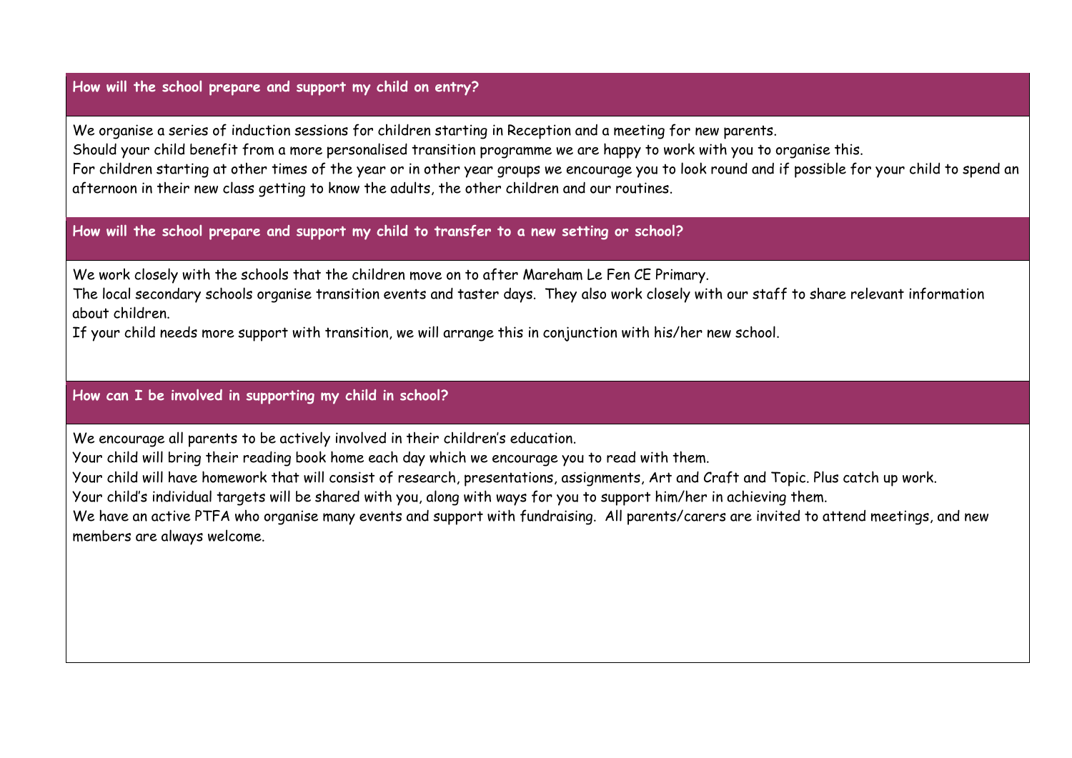### How will the school prepare and support my child on entry?

We organise a series of induction sessions for children starting in Reception and a meeting for new parents.
Should your child benefit from a more personalised transition programme we are happy to work with you to organise this.
For children starting at other times of the year or in other year groups we encourage you to look round and if possible for your child to spend an afternoon in their new class getting to know the adults, the other children and our routines.

### How will the school prepare and support my child to transfer to a new setting or school?

We work closely with the schools that the children move on to after Mareham Le Fen CE Primary.
The local secondary schools organise transition events and taster days. They also work closely with our staff to share relevant information about children.
If your child needs more support with transition, we will arrange this in conjunction with his/her new school.

### How can I be involved in supporting my child in school?

We encourage all parents to be actively involved in their children's education.
Your child will bring their reading book home each day which we encourage you to read with them.
Your child will have homework that will consist of research, presentations, assignments, Art and Craft and Topic. Plus catch up work.
Your child's individual targets will be shared with you, along with ways for you to support him/her in achieving them.
We have an active PTFA who organise many events and support with fundraising. All parents/carers are invited to attend meetings, and new members are always welcome.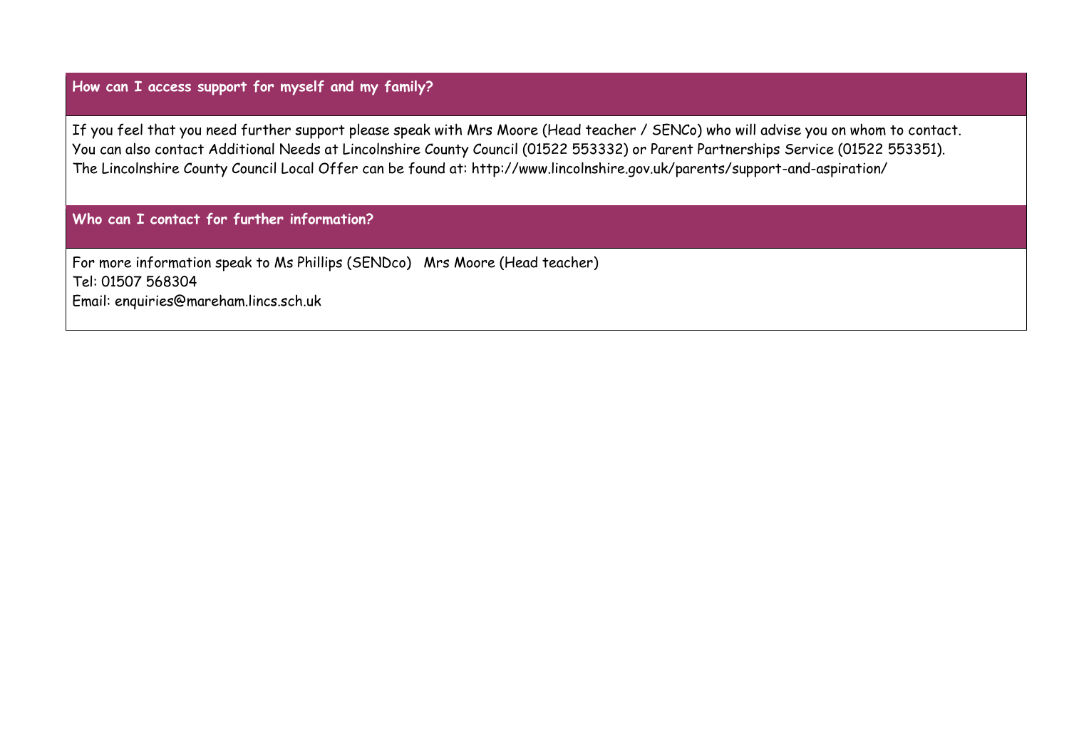**How can I access support for myself and my family?**

If you feel that you need further support please speak with Mrs Moore (Head teacher / SENCo) who will advise you on whom to contact.
You can also contact Additional Needs at Lincolnshire County Council (01522 553332) or Parent Partnerships Service (01522 553351).
The Lincolnshire County Council Local Offer can be found at: http://www.lincolnshire.gov.uk/parents/support-and-aspiration/

**Who can I contact for further information?**

For more information speak to Ms Phillips (SENDco) Mrs Moore (Head teacher)
Tel: 01507 568304
Email: enquiries@mareham.lincs.sch.uk